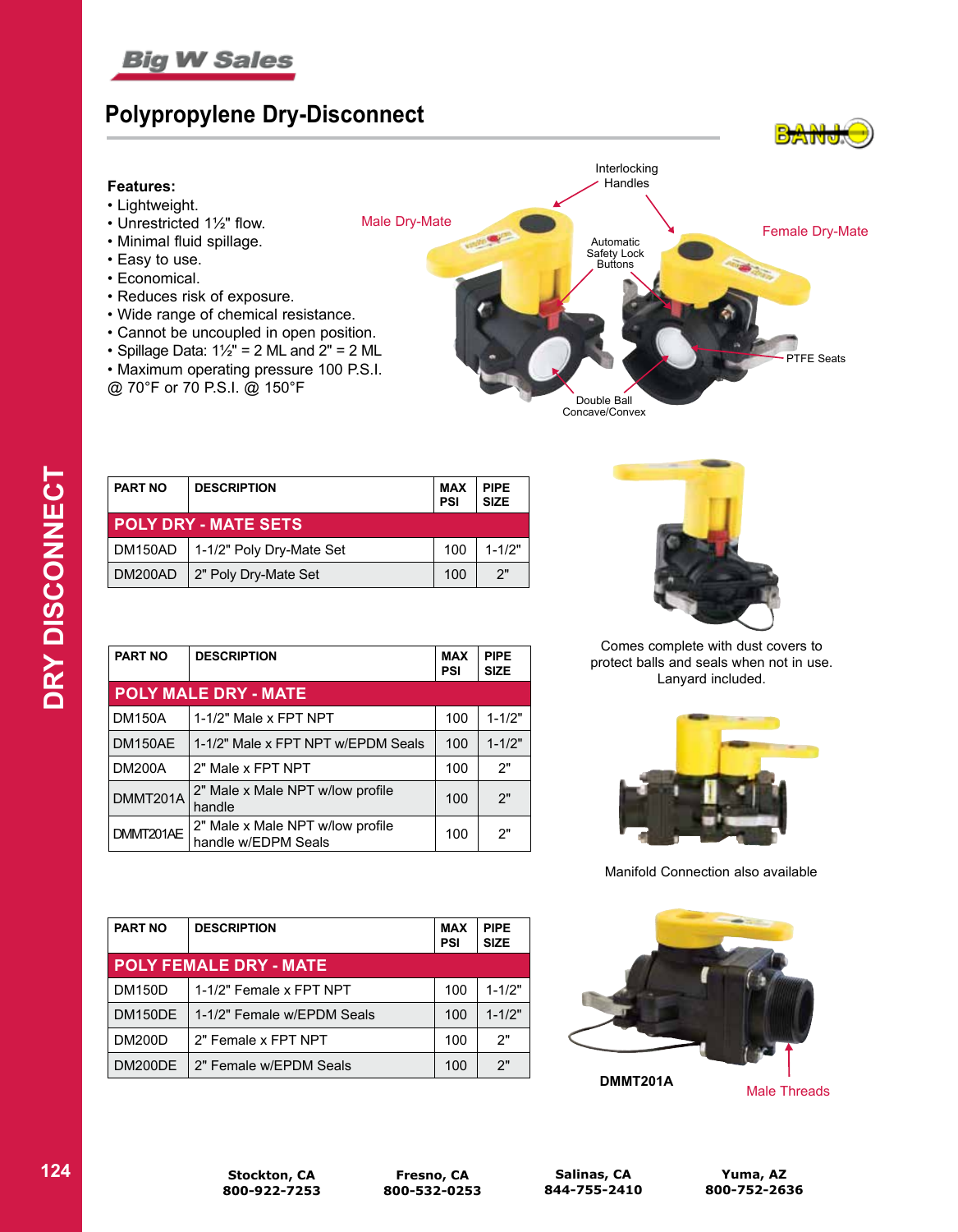# Polypropylene Dry-Disconnect

**Features:**

- Lightweight.
- Unrestricted 1½" flow.
- Minimal fluid spillage.
- Easy to use.
- Economical.
- Reduces risk of exposure.
- Wide range of chemical resistance.
- Cannot be uncoupled in open position.
- Spillage Data: 1½" = 2 ML and 2" = 2 ML
- Maximum operating pressure 100 P.S.I. @ 70°F or 70 P.S.I. @ 150°F

Male Dry-Mate

Interlocking Handles

Female Dry-Mate

Automatic Safety Lock Buttons

PTFE Seats

Double Ball Concave/Convex

| PART NO | DESCRIPTION | MAX PSI | PIPE SIZE |
|---|---|---|---|
| **POLY DRY - MATE SETS** | | | |
| DM150AD | 1-1/2" Poly Dry-Mate Set | 100 | 1-1/2" |
| DM200AD | 2" Poly Dry-Mate Set | 100 | 2" |

Comes complete with dust covers to protect balls and seals when not in use. Lanyard included.

| PART NO | DESCRIPTION | MAX PSI | PIPE SIZE |
|---|---|---|---|
| **POLY MALE DRY - MATE** | | | |
| DM150A | 1-1/2" Male x FPT NPT | 100 | 1-1/2" |
| DM150AE | 1-1/2" Male x FPT NPT w/EPDM Seals | 100 | 1-1/2" |
| DM200A | 2" Male x FPT NPT | 100 | 2" |
| DMMT201A | 2" Male x Male NPT w/low profile handle | 100 | 2" |
| DMMT201AE | 2" Male x Male NPT w/low profile handle w/EDPM Seals | 100 | 2" |

Manifold Connection also available

| PART NO | DESCRIPTION | MAX PSI | PIPE SIZE |
|---|---|---|---|
| **POLY FEMALE DRY - MATE** | | | |
| DM150D | 1-1/2" Female x FPT NPT | 100 | 1-1/2" |
| DM150DE | 1-1/2" Female w/EPDM Seals | 100 | 1-1/2" |
| DM200D | 2" Female x FPT NPT | 100 | 2" |
| DM200DE | 2" Female w/EPDM Seals | 100 | 2" |

**DMMT201A**

Male Threads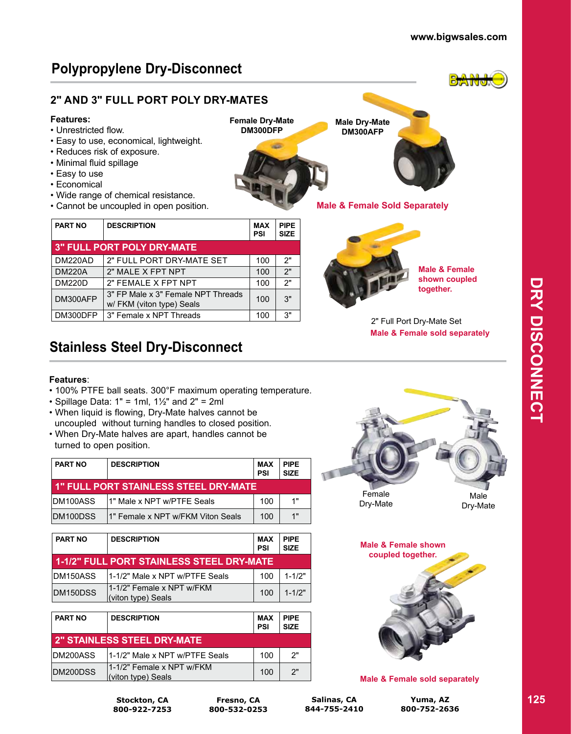## Polypropylene Dry-Disconnect

### 2" AND 3" FULL PORT POLY DRY-MATES

**Features:**

- Unrestricted flow.
- Easy to use, economical, lightweight.
- Reduces risk of exposure.
- Minimal fluid spillage
- Easy to use
- Economical
- Wide range of chemical resistance.
- Cannot be uncoupled in open position.

Female Dry-Mate DM300DFP

Male Dry-Mate DM300AFP

Male & Female Sold Separately

| PART NO | DESCRIPTION | MAX PSI | PIPE SIZE |
|---|---|---|---|
| **3" FULL PORT POLY DRY-MATE** | | | |
| DM220AD | 2" FULL PORT DRY-MATE SET | 100 | 2" |
| DM220A | 2" MALE X FPT NPT | 100 | 2" |
| DM220D | 2" FEMALE X FPT NPT | 100 | 2" |
| DM300AFP | 3" FP Male x 3" Female NPT Threads w/ FKM (viton type) Seals | 100 | 3" |
| DM300DFP | 3" Female x NPT Threads | 100 | 3" |

Male & Female shown coupled together.

2" Full Port Dry-Mate Set

Male & Female sold separately

## Stainless Steel Dry-Disconnect

**Features**:

- 100% PTFE ball seats. 300°F maximum operating temperature.
- Spillage Data: 1" = 1ml, 1½" and 2" = 2ml
- When liquid is flowing, Dry-Mate halves cannot be uncoupled without turning handles to closed position.
- When Dry-Mate halves are apart, handles cannot be turned to open position.

| PART NO | DESCRIPTION | MAX PSI | PIPE SIZE |
|---|---|---|---|
| **1" FULL PORT STAINLESS STEEL DRY-MATE** | | | |
| DM100ASS | 1" Male x NPT w/PTFE Seals | 100 | 1" |
| DM100DSS | 1" Female x NPT w/FKM Viton Seals | 100 | 1" |

| PART NO | DESCRIPTION | MAX PSI | PIPE SIZE |
|---|---|---|---|
| **1-1/2" FULL PORT STAINLESS STEEL DRY-MATE** | | | |
| DM150ASS | 1-1/2" Male x NPT w/PTFE Seals | 100 | 1-1/2" |
| DM150DSS | 1-1/2" Female x NPT w/FKM (viton type) Seals | 100 | 1-1/2" |

| PART NO | DESCRIPTION | MAX PSI | PIPE SIZE |
|---|---|---|---|
| **2" STAINLESS STEEL DRY-MATE** | | | |
| DM200ASS | 1-1/2" Male x NPT w/PTFE Seals | 100 | 2" |
| DM200DSS | 1-1/2" Female x NPT w/FKM (viton type) Seals | 100 | 2" |

Female Dry-Mate

Male Dry-Mate

Male & Female shown coupled together.

Male & Female sold separately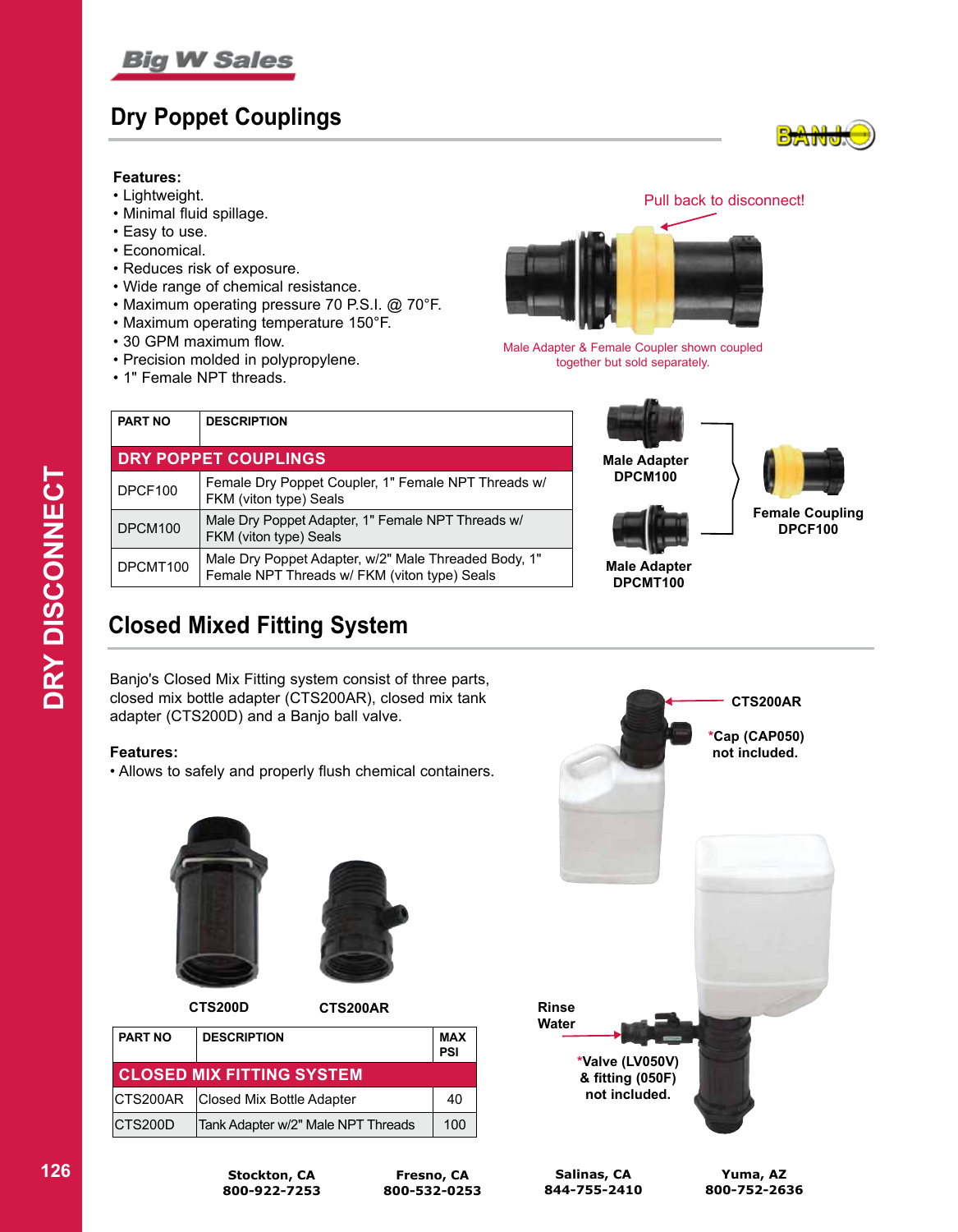## Dry Poppet Couplings

**Features:**

- Lightweight.
- Minimal fluid spillage.
- Easy to use.
- Economical.
- Reduces risk of exposure.
- Wide range of chemical resistance.
- Maximum operating pressure 70 P.S.I. @ 70°F.
- Maximum operating temperature 150°F.
- 30 GPM maximum flow.
- Precision molded in polypropylene.
- 1" Female NPT threads.

Pull back to disconnect!

Male Adapter & Female Coupler shown coupled together but sold separately.

| PART NO | DESCRIPTION |
|---|---|
| **DRY POPPET COUPLINGS** | |
| DPCF100 | Female Dry Poppet Coupler, 1" Female NPT Threads w/ FKM (viton type) Seals |
| DPCM100 | Male Dry Poppet Adapter, 1" Female NPT Threads w/ FKM (viton type) Seals |
| DPCMT100 | Male Dry Poppet Adapter, w/2" Male Threaded Body, 1" Female NPT Threads w/ FKM (viton type) Seals |

**Male Adapter DPCM100**

**Male Adapter DPCMT100**

**Female Coupling DPCF100**

## Closed Mixed Fitting System

Banjo's Closed Mix Fitting system consist of three parts, closed mix bottle adapter (CTS200AR), closed mix tank adapter (CTS200D) and a Banjo ball valve.

**Features:**

- Allows to safely and properly flush chemical containers.

**CTS200D** **CTS200AR**

| PART NO | DESCRIPTION | MAX PSI |
|---|---|---|
| **CLOSED MIX FITTING SYSTEM** | | |
| CTS200AR | Closed Mix Bottle Adapter | 40 |
| CTS200D | Tank Adapter w/2" Male NPT Threads | 100 |

**CTS200AR**

***Cap (CAP050) not included.**

**Rinse Water**

***Valve (LV050V) & fitting (050F) not included.**

**Stockton, CA 800-922-7253** **Fresno, CA 800-532-0253** **Salinas, CA 844-755-2410** **Yuma, AZ 800-752-2636**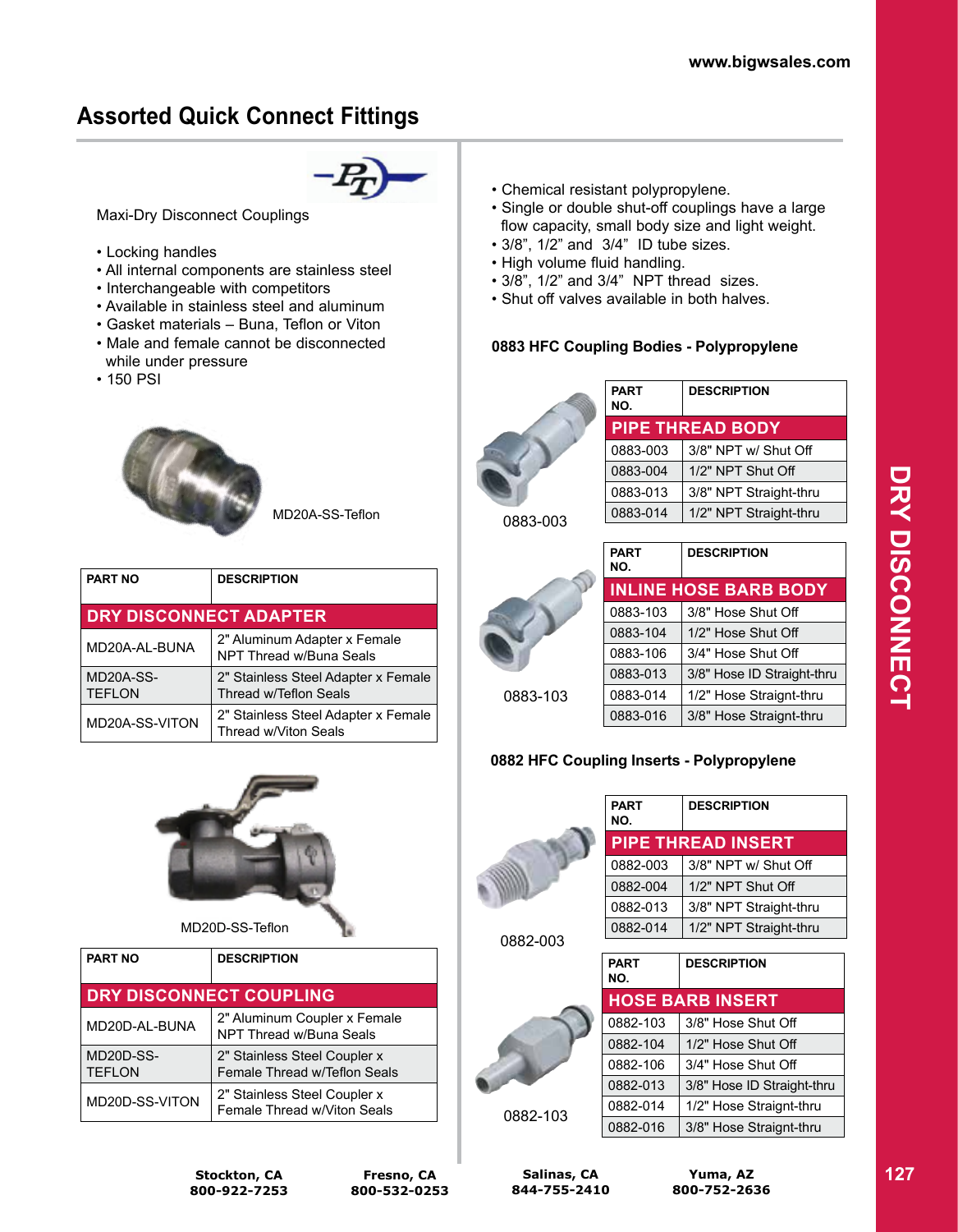# Assorted Quick Connect Fittings

Maxi-Dry Disconnect Couplings

- Locking handles
- All internal components are stainless steel
- Interchangeable with competitors
- Available in stainless steel and aluminum
- Gasket materials – Buna, Teflon or Viton
- Male and female cannot be disconnected while under pressure
- 150 PSI

MD20A-SS-Teflon

| PART NO | DESCRIPTION |
|---|---|
| **DRY DISCONNECT ADAPTER** | |
| MD20A-AL-BUNA | 2" Aluminum Adapter x Female NPT Thread w/Buna Seals |
| MD20A-SS-TEFLON | 2" Stainless Steel Adapter x Female Thread w/Teflon Seals |
| MD20A-SS-VITON | 2" Stainless Steel Adapter x Female Thread w/Viton Seals |

MD20D-SS-Teflon

| PART NO | DESCRIPTION |
|---|---|
| **DRY DISCONNECT COUPLING** | |
| MD20D-AL-BUNA | 2" Aluminum Coupler x Female NPT Thread w/Buna Seals |
| MD20D-SS-TEFLON | 2" Stainless Steel Coupler x Female Thread w/Teflon Seals |
| MD20D-SS-VITON | 2" Stainless Steel Coupler x Female Thread w/Viton Seals |

- Chemical resistant polypropylene.
- Single or double shut-off couplings have a large flow capacity, small body size and light weight.
- 3/8", 1/2" and 3/4" ID tube sizes.
- High volume fluid handling.
- 3/8", 1/2" and 3/4" NPT thread sizes.
- Shut off valves available in both halves.

### 0883 HFC Coupling Bodies - Polypropylene

0883-003

| PART NO. | DESCRIPTION |
|---|---|
| **PIPE THREAD BODY** | |
| 0883-003 | 3/8" NPT w/ Shut Off |
| 0883-004 | 1/2" NPT Shut Off |
| 0883-013 | 3/8" NPT Straight-thru |
| 0883-014 | 1/2" NPT Straight-thru |

0883-103

| PART NO. | DESCRIPTION |
|---|---|
| **INLINE HOSE BARB BODY** | |
| 0883-103 | 3/8" Hose Shut Off |
| 0883-104 | 1/2" Hose Shut Off |
| 0883-106 | 3/4" Hose Shut Off |
| 0883-013 | 3/8" Hose ID Straight-thru |
| 0883-014 | 1/2" Hose Straignt-thru |
| 0883-016 | 3/8" Hose Straignt-thru |

### 0882 HFC Coupling Inserts - Polypropylene

0882-003

| PART NO. | DESCRIPTION |
|---|---|
| **PIPE THREAD INSERT** | |
| 0882-003 | 3/8" NPT w/ Shut Off |
| 0882-004 | 1/2" NPT Shut Off |
| 0882-013 | 3/8" NPT Straight-thru |
| 0882-014 | 1/2" NPT Straight-thru |

0882-103

| PART NO. | DESCRIPTION |
|---|---|
| **HOSE BARB INSERT** | |
| 0882-103 | 3/8" Hose Shut Off |
| 0882-104 | 1/2" Hose Shut Off |
| 0882-106 | 3/4" Hose Shut Off |
| 0882-013 | 3/8" Hose ID Straight-thru |
| 0882-014 | 1/2" Hose Straignt-thru |
| 0882-016 | 3/8" Hose Straignt-thru |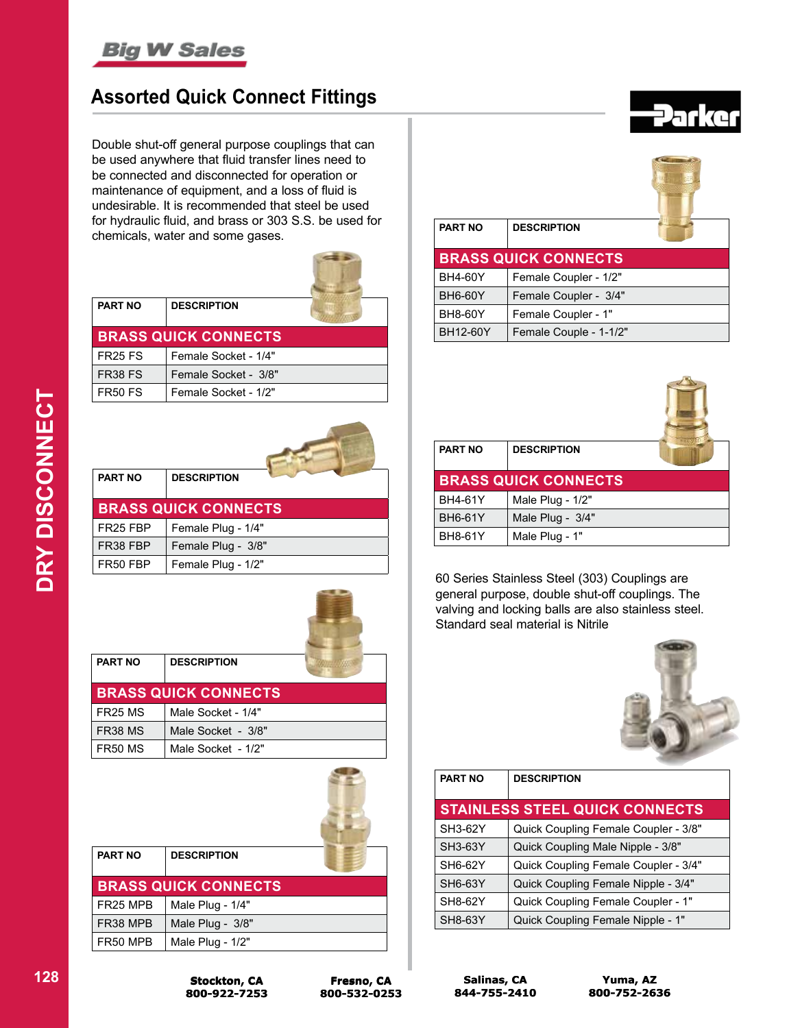# Assorted Quick Connect Fittings

Double shut-off general purpose couplings that can be used anywhere that fluid transfer lines need to be connected and disconnected for operation or maintenance of equipment, and a loss of fluid is undesirable. It is recommended that steel be used for hydraulic fluid, and brass or 303 S.S. be used for chemicals, water and some gases.

| PART NO | DESCRIPTION |
|---|---|
| **BRASS QUICK CONNECTS** | |
| FR25 FS | Female Socket - 1/4" |
| FR38 FS | Female Socket - 3/8" |
| FR50 FS | Female Socket - 1/2" |

| PART NO | DESCRIPTION |
|---|---|
| **BRASS QUICK CONNECTS** | |
| FR25 FBP | Female Plug - 1/4" |
| FR38 FBP | Female Plug - 3/8" |
| FR50 FBP | Female Plug - 1/2" |

| PART NO | DESCRIPTION |
|---|---|
| **BRASS QUICK CONNECTS** | |
| FR25 MS | Male Socket - 1/4" |
| FR38 MS | Male Socket - 3/8" |
| FR50 MS | Male Socket - 1/2" |

| PART NO | DESCRIPTION |
|---|---|
| **BRASS QUICK CONNECTS** | |
| FR25 MPB | Male Plug - 1/4" |
| FR38 MPB | Male Plug - 3/8" |
| FR50 MPB | Male Plug - 1/2" |

| PART NO | DESCRIPTION |
|---|---|
| **BRASS QUICK CONNECTS** | |
| BH4-60Y | Female Coupler - 1/2" |
| BH6-60Y | Female Coupler - 3/4" |
| BH8-60Y | Female Coupler - 1" |
| BH12-60Y | Female Couple - 1-1/2" |

| PART NO | DESCRIPTION |
|---|---|
| **BRASS QUICK CONNECTS** | |
| BH4-61Y | Male Plug - 1/2" |
| BH6-61Y | Male Plug - 3/4" |
| BH8-61Y | Male Plug - 1" |

60 Series Stainless Steel (303) Couplings are general purpose, double shut-off couplings. The valving and locking balls are also stainless steel. Standard seal material is Nitrile

| PART NO | DESCRIPTION |
|---|---|
| **STAINLESS STEEL QUICK CONNECTS** | |
| SH3-62Y | Quick Coupling Female Coupler - 3/8" |
| SH3-63Y | Quick Coupling Male Nipple - 3/8" |
| SH6-62Y | Quick Coupling Female Coupler - 3/4" |
| SH6-63Y | Quick Coupling Female Nipple - 3/4" |
| SH8-62Y | Quick Coupling Female Coupler - 1" |
| SH8-63Y | Quick Coupling Female Nipple - 1" |